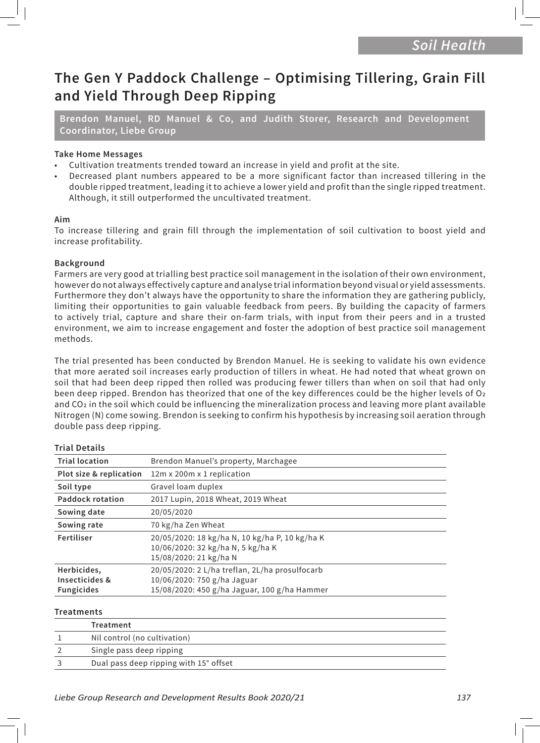# The Gen Y Paddock Challenge – Optimising Tillering, Grain Fill and Yield Through Deep Ripping

**Brendon Manuel, RD Manuel & Co, and Judith Storer, Research and Development Coordinator, Liebe Group**

### Take Home Messages

- Cultivation treatments trended toward an increase in yield and profit at the site.
- Decreased plant numbers appeared to be a more significant factor than increased tillering in the double ripped treatment, leading it to achieve a lower yield and profit than the single ripped treatment. Although, it still outperformed the uncultivated treatment.

### Aim

To increase tillering and grain fill through the implementation of soil cultivation to boost yield and increase profitability.

### Background

Farmers are very good at trialling best practice soil management in the isolation of their own environment, however do not always effectively capture and analyse trial information beyond visual or yield assessments. Furthermore they don't always have the opportunity to share the information they are gathering publicly, limiting their opportunities to gain valuable feedback from peers. By building the capacity of farmers to actively trial, capture and share their on-farm trials, with input from their peers and in a trusted environment, we aim to increase engagement and foster the adoption of best practice soil management methods.

The trial presented has been conducted by Brendon Manuel. He is seeking to validate his own evidence that more aerated soil increases early production of tillers in wheat. He had noted that wheat grown on soil that had been deep ripped then rolled was producing fewer tillers than when on soil that had only been deep ripped. Brendon has theorized that one of the key differences could be the higher levels of $O_2$ and $CO_2$ in the soil which could be influencing the mineralization process and leaving more plant available Nitrogen (N) come sowing. Brendon is seeking to confirm his hypothesis by increasing soil aeration through double pass deep ripping.

### Trial Details

| | |
|---|---|
| **Trial location** | Brendon Manuel's property, Marchagee |
| **Plot size & replication** | 12m x 200m x 1 replication |
| **Soil type** | Gravel loam duplex |
| **Paddock rotation** | 2017 Lupin, 2018 Wheat, 2019 Wheat |
| **Sowing date** | 20/05/2020 |
| **Sowing rate** | 70 kg/ha Zen Wheat |
| **Fertiliser** | 20/05/2020: 18 kg/ha N, 10 kg/ha P, 10 kg/ha K<br>10/06/2020: 32 kg/ha N, 5 kg/ha K<br>15/08/2020: 21 kg/ha N |
| **Herbicides, Insecticides & Fungicides** | 20/05/2020: 2 L/ha treflan, 2L/ha prosulfocarb<br>10/06/2020: 750 g/ha Jaguar<br>15/08/2020: 450 g/ha Jaguar, 100 g/ha Hammer |

### Treatments

| | Treatment |
|---|---|
| 1 | Nil control (no cultivation) |
| 2 | Single pass deep ripping |
| 3 | Dual pass deep ripping with 15° offset |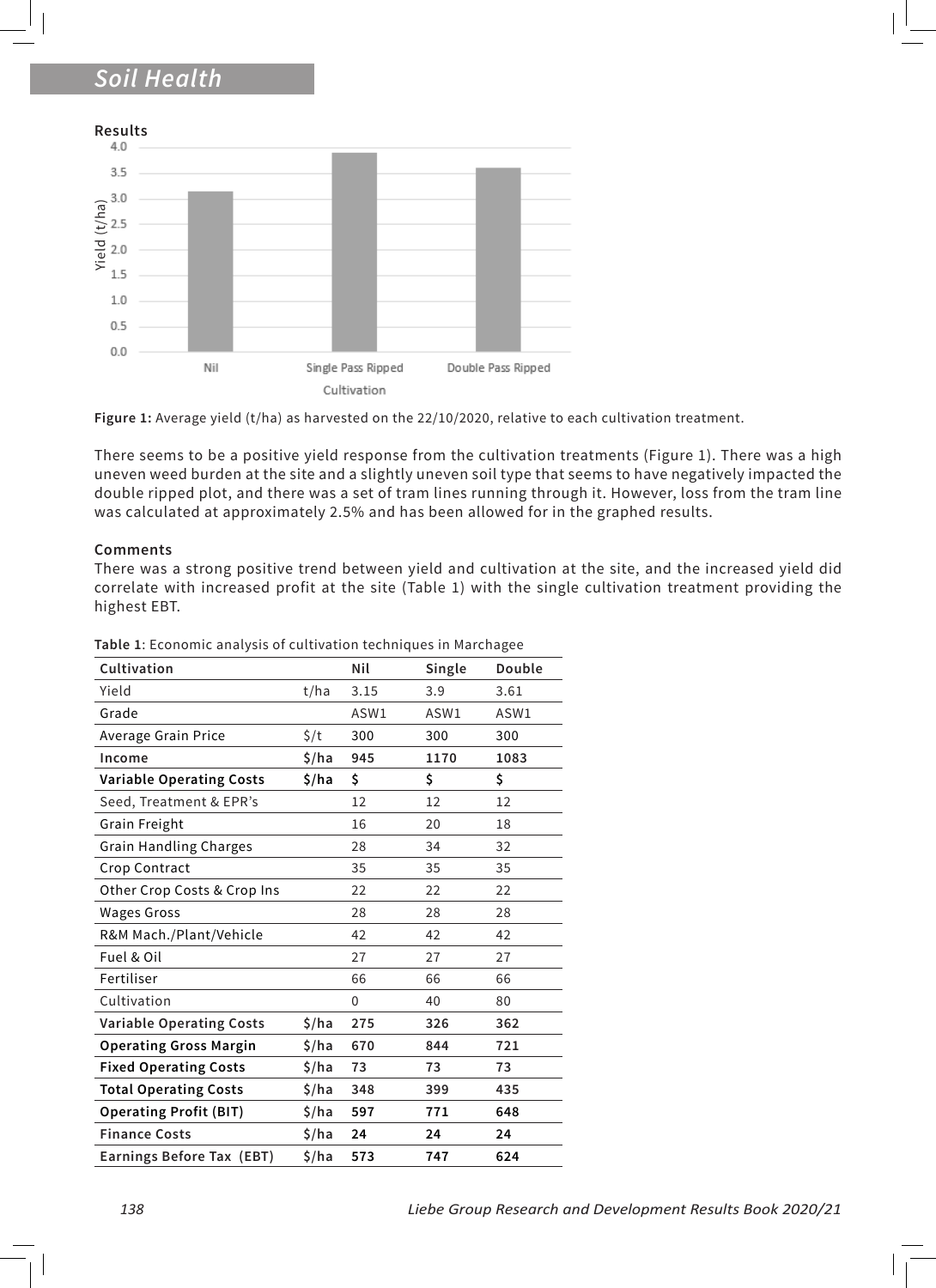## Results

Figure 1: Average yield (t/ha) as harvested on the 22/10/2020, relative to each cultivation treatment.

There seems to be a positive yield response from the cultivation treatments (Figure 1). There was a high uneven weed burden at the site and a slightly uneven soil type that seems to have negatively impacted the double ripped plot, and there was a set of tram lines running through it. However, loss from the tram line was calculated at approximately 2.5% and has been allowed for in the graphed results.

## Comments

There was a strong positive trend between yield and cultivation at the site, and the increased yield did correlate with increased profit at the site (Table 1) with the single cultivation treatment providing the highest EBT.

**Table 1**: Economic analysis of cultivation techniques in Marchagee

| Cultivation | | Nil | Single | Double |
|---|---|---|---|---|
| Yield | t/ha | 3.15 | 3.9 | 3.61 |
| Grade | | ASW1 | ASW1 | ASW1 |
| Average Grain Price | $/t | 300 | 300 | 300 |
| **Income** | **$/ha** | **945** | **1170** | **1083** |
| **Variable Operating Costs** | **$/ha** | **$** | **$** | **$** |
| Seed, Treatment & EPR's | | 12 | 12 | 12 |
| Grain Freight | | 16 | 20 | 18 |
| Grain Handling Charges | | 28 | 34 | 32 |
| Crop Contract | | 35 | 35 | 35 |
| Other Crop Costs & Crop Ins | | 22 | 22 | 22 |
| Wages Gross | | 28 | 28 | 28 |
| R&M Mach./Plant/Vehicle | | 42 | 42 | 42 |
| Fuel & Oil | | 27 | 27 | 27 |
| Fertiliser | | 66 | 66 | 66 |
| Cultivation | | 0 | 40 | 80 |
| **Variable Operating Costs** | **$/ha** | **275** | **326** | **362** |
| **Operating Gross Margin** | **$/ha** | **670** | **844** | **721** |
| **Fixed Operating Costs** | **$/ha** | **73** | **73** | **73** |
| **Total Operating Costs** | **$/ha** | **348** | **399** | **435** |
| **Operating Profit (BIT)** | **$/ha** | **597** | **771** | **648** |
| **Finance Costs** | **$/ha** | **24** | **24** | **24** |
| **Earnings Before Tax (EBT)** | **$/ha** | **573** | **747** | **624** |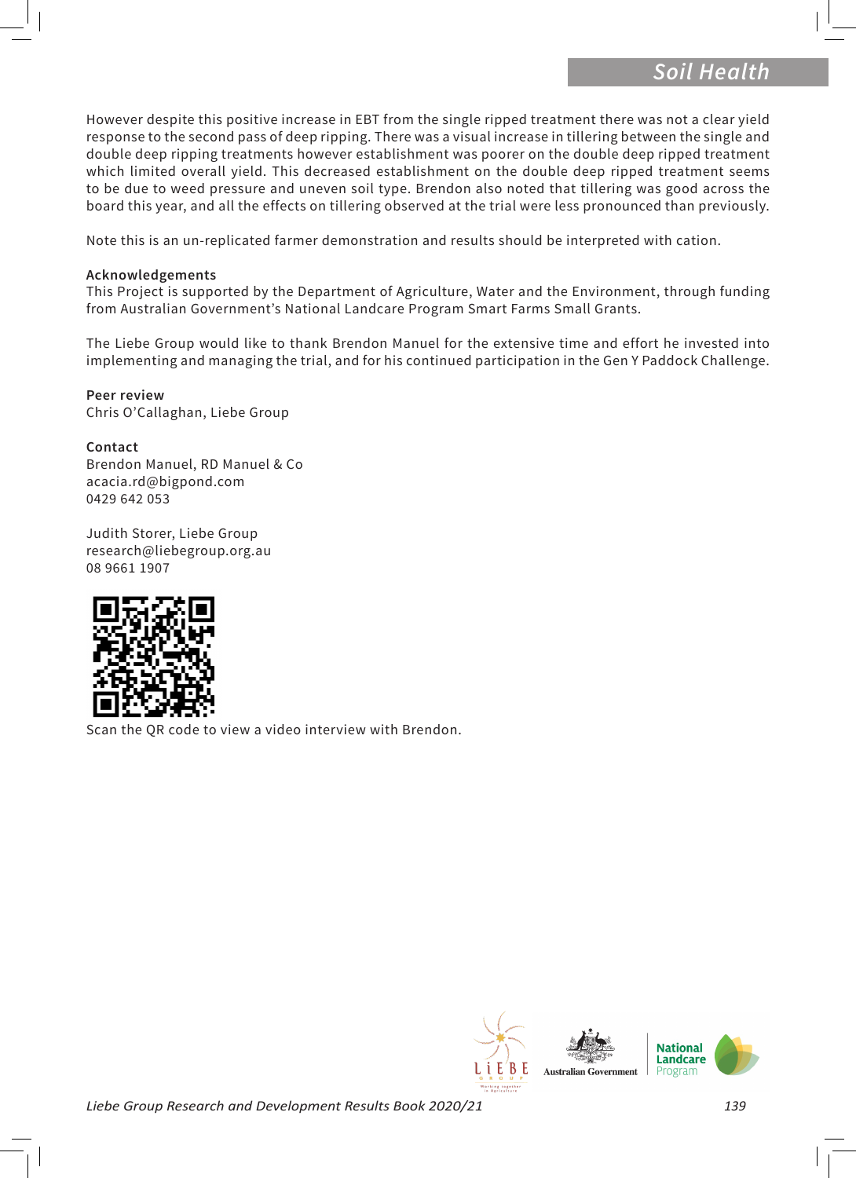However despite this positive increase in EBT from the single ripped treatment there was not a clear yield response to the second pass of deep ripping. There was a visual increase in tillering between the single and double deep ripping treatments however establishment was poorer on the double deep ripped treatment which limited overall yield. This decreased establishment on the double deep ripped treatment seems to be due to weed pressure and uneven soil type. Brendon also noted that tillering was good across the board this year, and all the effects on tillering observed at the trial were less pronounced than previously.

Note this is an un-replicated farmer demonstration and results should be interpreted with cation.

**Acknowledgements**
This Project is supported by the Department of Agriculture, Water and the Environment, through funding from Australian Government's National Landcare Program Smart Farms Small Grants.

The Liebe Group would like to thank Brendon Manuel for the extensive time and effort he invested into implementing and managing the trial, and for his continued participation in the Gen Y Paddock Challenge.

**Peer review**
Chris O'Callaghan, Liebe Group

**Contact**
Brendon Manuel, RD Manuel & Co
acacia.rd@bigpond.com
0429 642 053

Judith Storer, Liebe Group
research@liebegroup.org.au
08 9661 1907

Scan the QR code to view a video interview with Brendon.